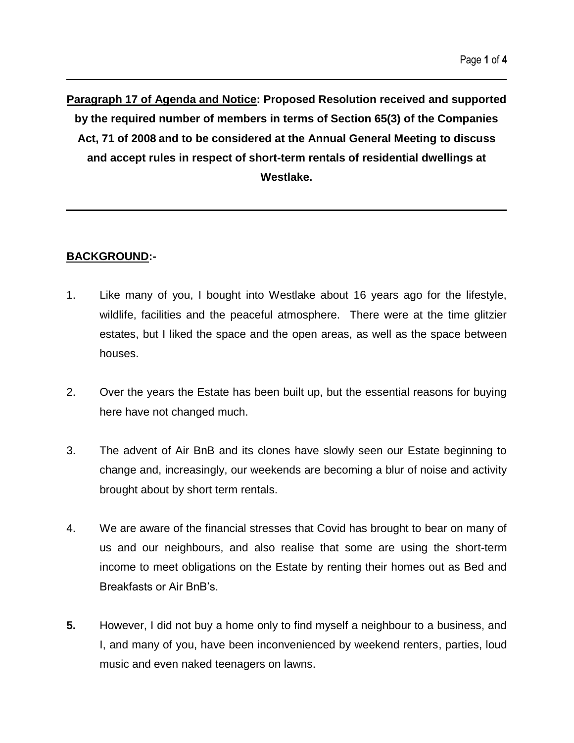**<u>Paragraph 17 of Agenda and Notice</u>: Proposed Resolution received and supported by the required number of members in terms of Section 65(3) of the Companies Act, 71 of 2008 and to be considered at the Annual General Meeting to discuss and accept rules in respect of short-term rentals of residential dwellings at Westlake.**

---

## **<u>BACKGROUND</u>:-**

1. Like many of you, I bought into Westlake about 16 years ago for the lifestyle, wildlife, facilities and the peaceful atmosphere. There were at the time glitzier estates, but I liked the space and the open areas, as well as the space between houses.

2. Over the years the Estate has been built up, but the essential reasons for buying here have not changed much.

3. The advent of Air BnB and its clones have slowly seen our Estate beginning to change and, increasingly, our weekends are becoming a blur of noise and activity brought about by short term rentals.

4. We are aware of the financial stresses that Covid has brought to bear on many of us and our neighbours, and also realise that some are using the short-term income to meet obligations on the Estate by renting their homes out as Bed and Breakfasts or Air BnB's.

**5.** However, I did not buy a home only to find myself a neighbour to a business, and I, and many of you, have been inconvenienced by weekend renters, parties, loud music and even naked teenagers on lawns.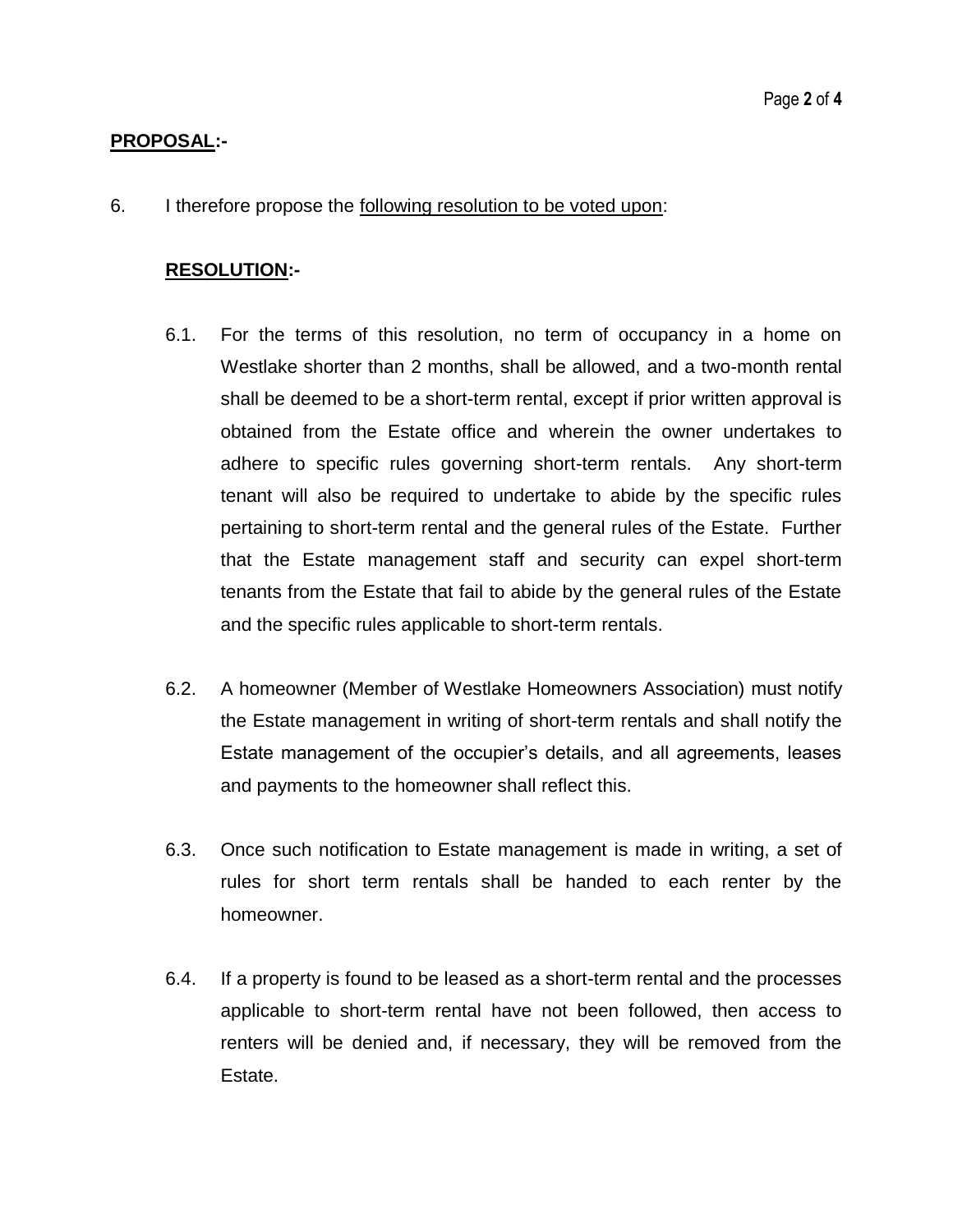**<u>PROPOSAL</u>:-**

6. I therefore propose the <u>following resolution to be voted upon</u>:

**<u>RESOLUTION</u>:-**

6.1. For the terms of this resolution, no term of occupancy in a home on Westlake shorter than 2 months, shall be allowed, and a two-month rental shall be deemed to be a short-term rental, except if prior written approval is obtained from the Estate office and wherein the owner undertakes to adhere to specific rules governing short-term rentals. Any short-term tenant will also be required to undertake to abide by the specific rules pertaining to short-term rental and the general rules of the Estate. Further that the Estate management staff and security can expel short-term tenants from the Estate that fail to abide by the general rules of the Estate and the specific rules applicable to short-term rentals.

6.2. A homeowner (Member of Westlake Homeowners Association) must notify the Estate management in writing of short-term rentals and shall notify the Estate management of the occupier's details, and all agreements, leases and payments to the homeowner shall reflect this.

6.3. Once such notification to Estate management is made in writing, a set of rules for short term rentals shall be handed to each renter by the homeowner.

6.4. If a property is found to be leased as a short-term rental and the processes applicable to short-term rental have not been followed, then access to renters will be denied and, if necessary, they will be removed from the Estate.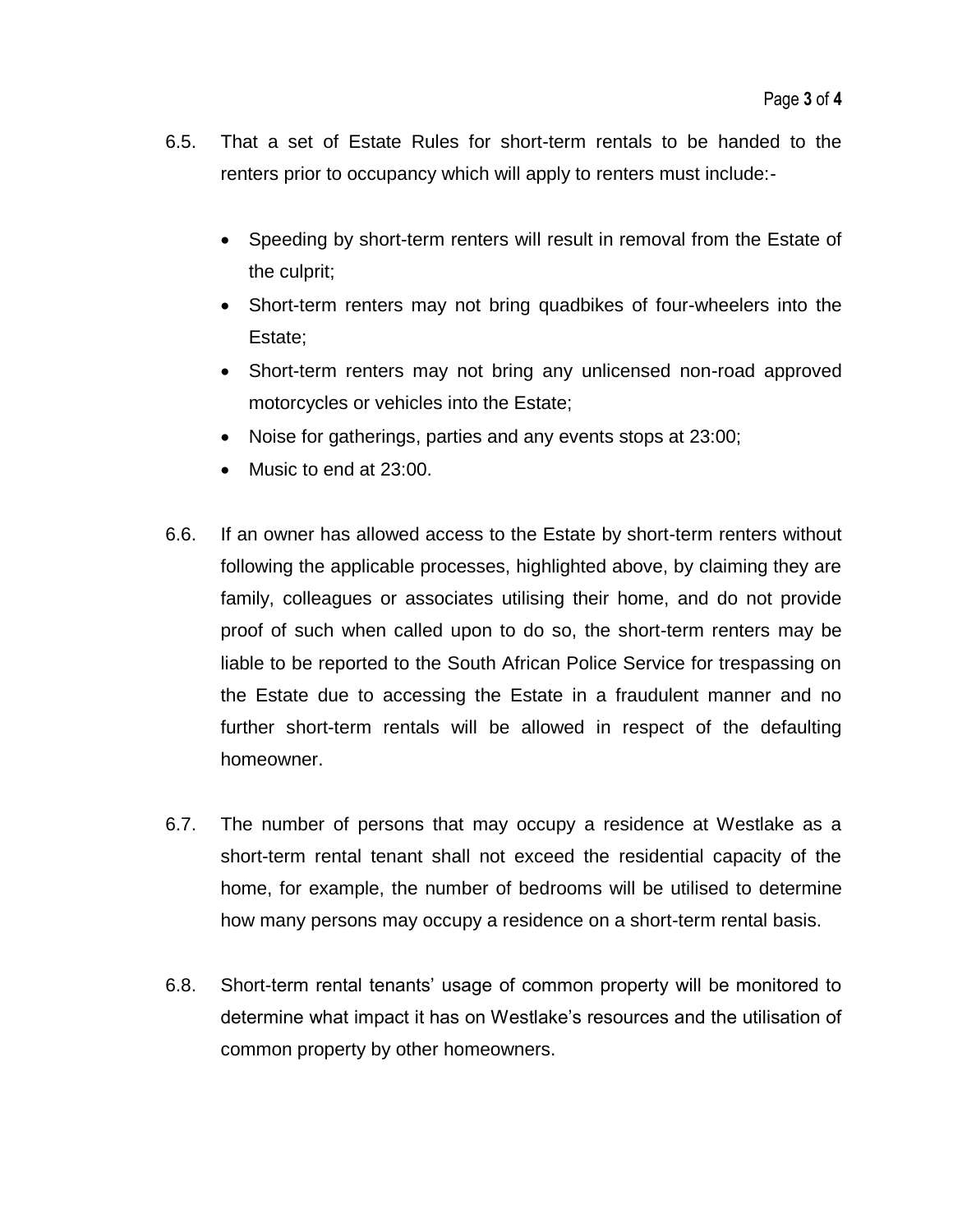6.5. That a set of Estate Rules for short-term rentals to be handed to the renters prior to occupancy which will apply to renters must include:-

- Speeding by short-term renters will result in removal from the Estate of the culprit;
- Short-term renters may not bring quadbikes of four-wheelers into the Estate;
- Short-term renters may not bring any unlicensed non-road approved motorcycles or vehicles into the Estate;
- Noise for gatherings, parties and any events stops at 23:00;
- Music to end at 23:00.

6.6. If an owner has allowed access to the Estate by short-term renters without following the applicable processes, highlighted above, by claiming they are family, colleagues or associates utilising their home, and do not provide proof of such when called upon to do so, the short-term renters may be liable to be reported to the South African Police Service for trespassing on the Estate due to accessing the Estate in a fraudulent manner and no further short-term rentals will be allowed in respect of the defaulting homeowner.

6.7. The number of persons that may occupy a residence at Westlake as a short-term rental tenant shall not exceed the residential capacity of the home, for example, the number of bedrooms will be utilised to determine how many persons may occupy a residence on a short-term rental basis.

6.8. Short-term rental tenants' usage of common property will be monitored to determine what impact it has on Westlake's resources and the utilisation of common property by other homeowners.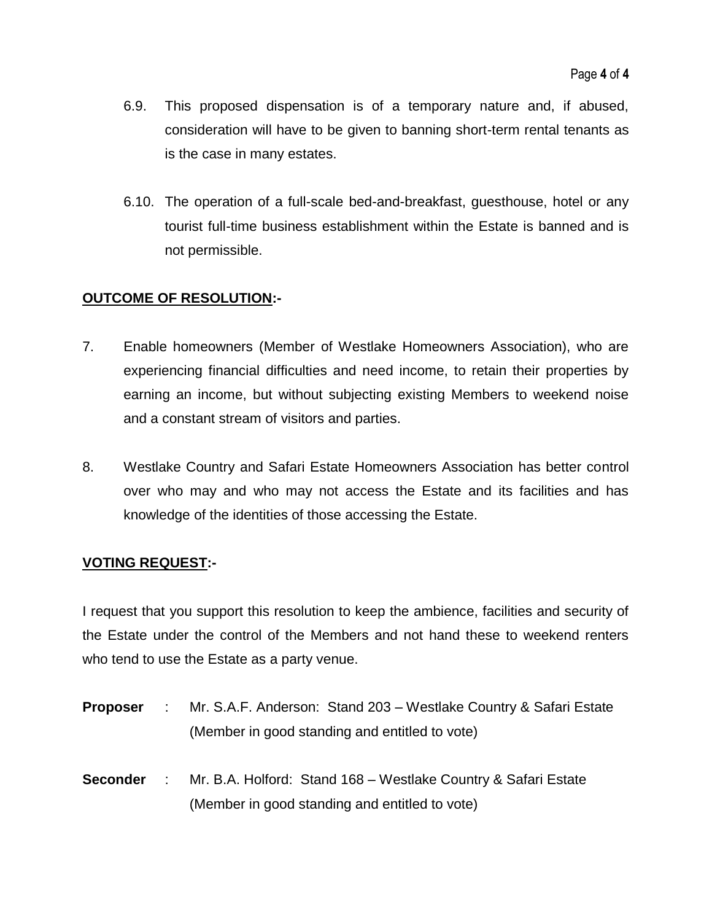6.9. This proposed dispensation is of a temporary nature and, if abused, consideration will have to be given to banning short-term rental tenants as is the case in many estates.

6.10. The operation of a full-scale bed-and-breakfast, guesthouse, hotel or any tourist full-time business establishment within the Estate is banned and is not permissible.

**OUTCOME OF RESOLUTION:-**

7. Enable homeowners (Member of Westlake Homeowners Association), who are experiencing financial difficulties and need income, to retain their properties by earning an income, but without subjecting existing Members to weekend noise and a constant stream of visitors and parties.

8. Westlake Country and Safari Estate Homeowners Association has better control over who may and who may not access the Estate and its facilities and has knowledge of the identities of those accessing the Estate.

**VOTING REQUEST:-**

I request that you support this resolution to keep the ambience, facilities and security of the Estate under the control of the Members and not hand these to weekend renters who tend to use the Estate as a party venue.

**Proposer** : Mr. S.A.F. Anderson: Stand 203 – Westlake Country & Safari Estate (Member in good standing and entitled to vote)

**Seconder** : Mr. B.A. Holford: Stand 168 – Westlake Country & Safari Estate (Member in good standing and entitled to vote)